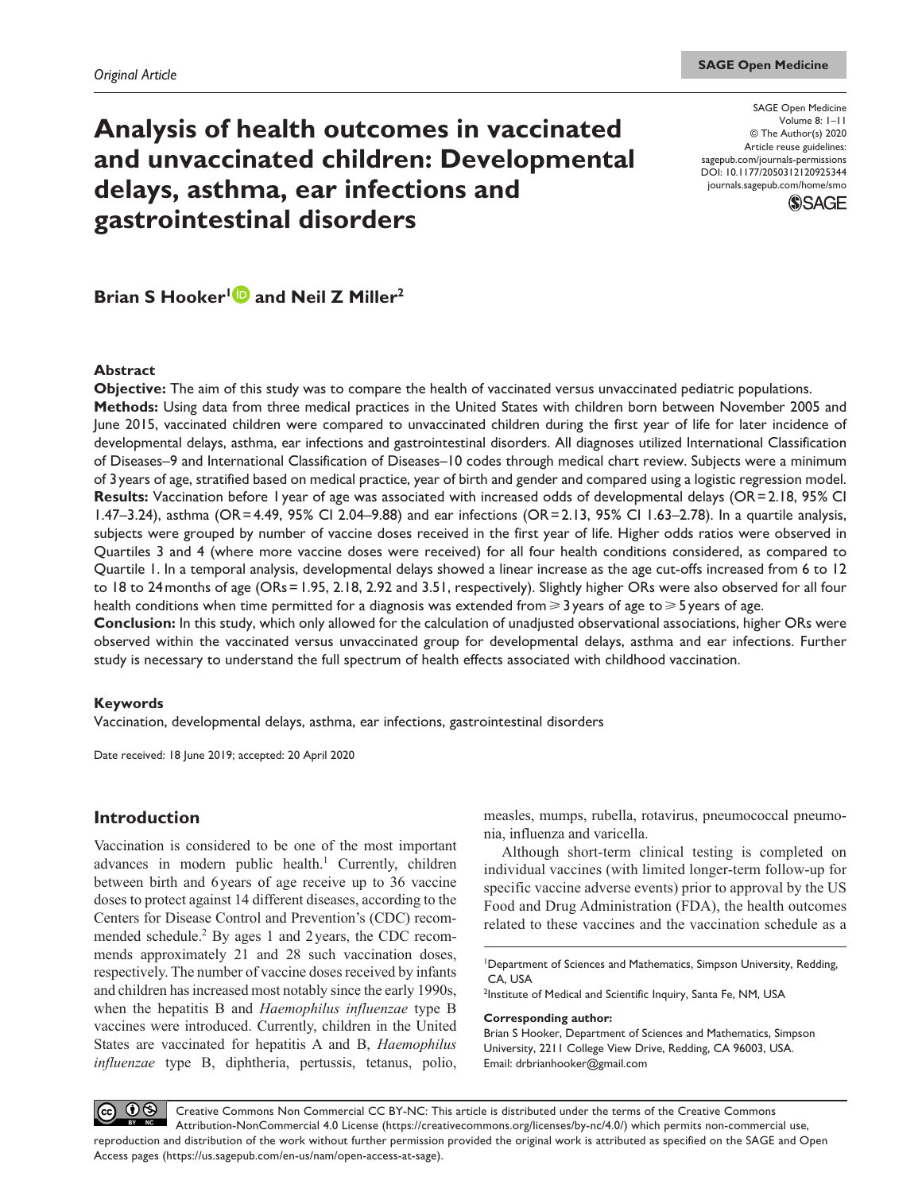*Original Article*

# Analysis of health outcomes in vaccinated and unvaccinated children: Developmental delays, asthma, ear infections and gastrointestinal disorders

SAGE Open Medicine
Volume 8: 1–11
© The Author(s) 2020
Article reuse guidelines: sagepub.com/journals-permissions
DOI: 10.1177/2050312120925344
journals.sagepub.com/home/smo

**Brian S Hooker[1] and Neil Z Miller[2]**

## Abstract

**Objective:** The aim of this study was to compare the health of vaccinated versus unvaccinated pediatric populations.

**Methods:** Using data from three medical practices in the United States with children born between November 2005 and June 2015, vaccinated children were compared to unvaccinated children during the first year of life for later incidence of developmental delays, asthma, ear infections and gastrointestinal disorders. All diagnoses utilized International Classification of Diseases–9 and International Classification of Diseases–10 codes through medical chart review. Subjects were a minimum of 3 years of age, stratified based on medical practice, year of birth and gender and compared using a logistic regression model.

**Results:** Vaccination before 1 year of age was associated with increased odds of developmental delays (OR = 2.18, 95% CI 1.47–3.24), asthma (OR = 4.49, 95% CI 2.04–9.88) and ear infections (OR = 2.13, 95% CI 1.63–2.78). In a quartile analysis, subjects were grouped by number of vaccine doses received in the first year of life. Higher odds ratios were observed in Quartiles 3 and 4 (where more vaccine doses were received) for all four health conditions considered, as compared to Quartile 1. In a temporal analysis, developmental delays showed a linear increase as the age cut-offs increased from 6 to 12 to 18 to 24 months of age (ORs = 1.95, 2.18, 2.92 and 3.51, respectively). Slightly higher ORs were also observed for all four health conditions when time permitted for a diagnosis was extended from ⩾ 3 years of age to ⩾ 5 years of age.

**Conclusion:** In this study, which only allowed for the calculation of unadjusted observational associations, higher ORs were observed within the vaccinated versus unvaccinated group for developmental delays, asthma and ear infections. Further study is necessary to understand the full spectrum of health effects associated with childhood vaccination.

### Keywords

Vaccination, developmental delays, asthma, ear infections, gastrointestinal disorders

Date received: 18 June 2019; accepted: 20 April 2020

## Introduction

Vaccination is considered to be one of the most important advances in modern public health.[1] Currently, children between birth and 6 years of age receive up to 36 vaccine doses to protect against 14 different diseases, according to the Centers for Disease Control and Prevention's (CDC) recommended schedule.[2] By ages 1 and 2 years, the CDC recommends approximately 21 and 28 such vaccination doses, respectively. The number of vaccine doses received by infants and children has increased most notably since the early 1990s, when the hepatitis B and *Haemophilus influenzae* type B vaccines were introduced. Currently, children in the United States are vaccinated for hepatitis A and B, *Haemophilus influenzae* type B, diphtheria, pertussis, tetanus, polio, measles, mumps, rubella, rotavirus, pneumococcal pneumonia, influenza and varicella.

Although short-term clinical testing is completed on individual vaccines (with limited longer-term follow-up for specific vaccine adverse events) prior to approval by the US Food and Drug Administration (FDA), the health outcomes related to these vaccines and the vaccination schedule as a

[1]Department of Sciences and Mathematics, Simpson University, Redding, CA, USA

[2]Institute of Medical and Scientific Inquiry, Santa Fe, NM, USA

**Corresponding author:**
Brian S Hooker, Department of Sciences and Mathematics, Simpson University, 2211 College View Drive, Redding, CA 96003, USA.
Email: drbrianhooker@gmail.com

Creative Commons Non Commercial CC BY-NC: This article is distributed under the terms of the Creative Commons Attribution-NonCommercial 4.0 License (https://creativecommons.org/licenses/by-nc/4.0/) which permits non-commercial use, reproduction and distribution of the work without further permission provided the original work is attributed as specified on the SAGE and Open Access pages (https://us.sagepub.com/en-us/nam/open-access-at-sage).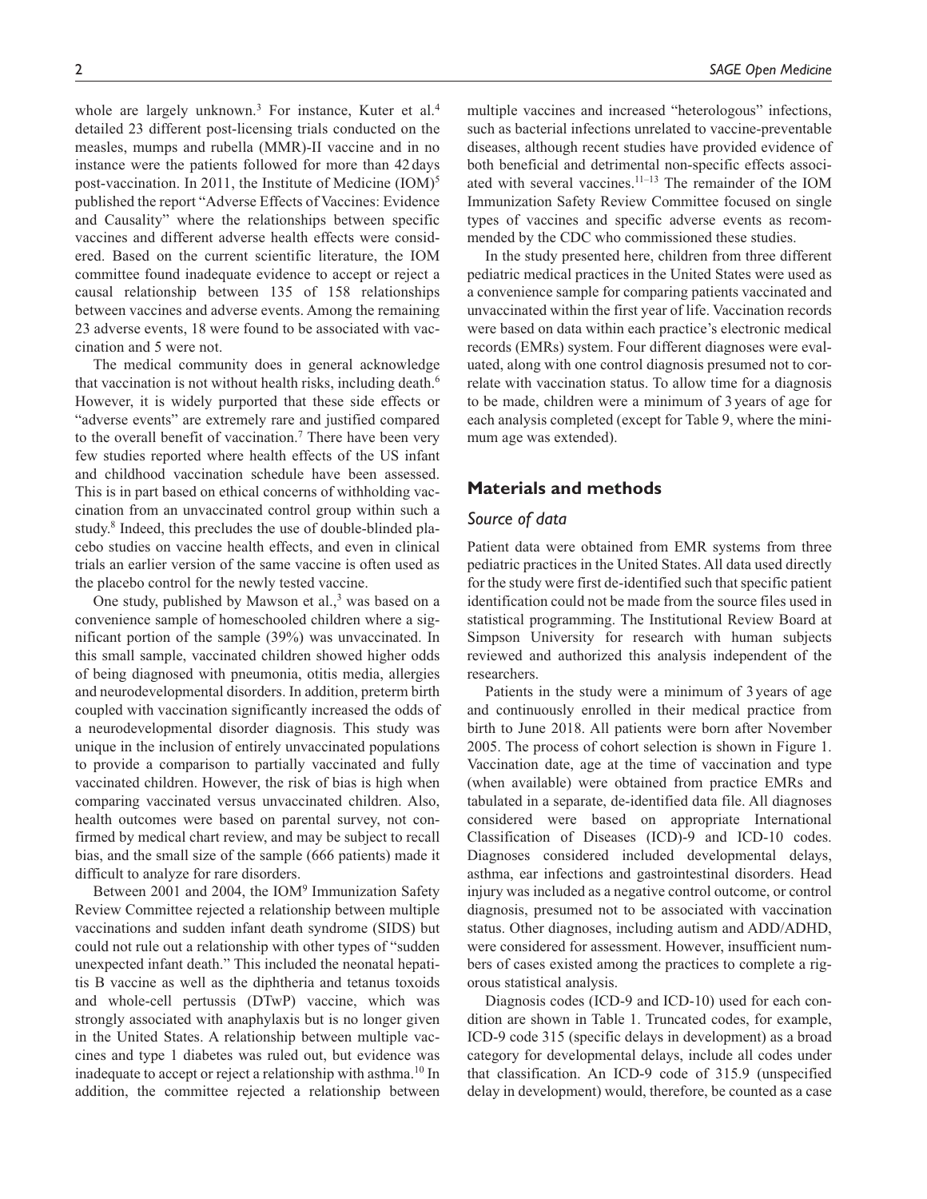whole are largely unknown.[3] For instance, Kuter et al.[4] detailed 23 different post-licensing trials conducted on the measles, mumps and rubella (MMR)-II vaccine and in no instance were the patients followed for more than 42 days post-vaccination. In 2011, the Institute of Medicine (IOM)[5] published the report "Adverse Effects of Vaccines: Evidence and Causality" where the relationships between specific vaccines and different adverse health effects were considered. Based on the current scientific literature, the IOM committee found inadequate evidence to accept or reject a causal relationship between 135 of 158 relationships between vaccines and adverse events. Among the remaining 23 adverse events, 18 were found to be associated with vaccination and 5 were not.

The medical community does in general acknowledge that vaccination is not without health risks, including death.[6] However, it is widely purported that these side effects or "adverse events" are extremely rare and justified compared to the overall benefit of vaccination.[7] There have been very few studies reported where health effects of the US infant and childhood vaccination schedule have been assessed. This is in part based on ethical concerns of withholding vaccination from an unvaccinated control group within such a study.[8] Indeed, this precludes the use of double-blinded placebo studies on vaccine health effects, and even in clinical trials an earlier version of the same vaccine is often used as the placebo control for the newly tested vaccine.

One study, published by Mawson et al.,[3] was based on a convenience sample of homeschooled children where a significant portion of the sample (39%) was unvaccinated. In this small sample, vaccinated children showed higher odds of being diagnosed with pneumonia, otitis media, allergies and neurodevelopmental disorders. In addition, preterm birth coupled with vaccination significantly increased the odds of a neurodevelopmental disorder diagnosis. This study was unique in the inclusion of entirely unvaccinated populations to provide a comparison to partially vaccinated and fully vaccinated children. However, the risk of bias is high when comparing vaccinated versus unvaccinated children. Also, health outcomes were based on parental survey, not confirmed by medical chart review, and may be subject to recall bias, and the small size of the sample (666 patients) made it difficult to analyze for rare disorders.

Between 2001 and 2004, the IOM[9] Immunization Safety Review Committee rejected a relationship between multiple vaccinations and sudden infant death syndrome (SIDS) but could not rule out a relationship with other types of "sudden unexpected infant death." This included the neonatal hepatitis B vaccine as well as the diphtheria and tetanus toxoids and whole-cell pertussis (DTwP) vaccine, which was strongly associated with anaphylaxis but is no longer given in the United States. A relationship between multiple vaccines and type 1 diabetes was ruled out, but evidence was inadequate to accept or reject a relationship with asthma.[10] In addition, the committee rejected a relationship between multiple vaccines and increased "heterologous" infections, such as bacterial infections unrelated to vaccine-preventable diseases, although recent studies have provided evidence of both beneficial and detrimental non-specific effects associated with several vaccines.[11–13] The remainder of the IOM Immunization Safety Review Committee focused on single types of vaccines and specific adverse events as recommended by the CDC who commissioned these studies.

In the study presented here, children from three different pediatric medical practices in the United States were used as a convenience sample for comparing patients vaccinated and unvaccinated within the first year of life. Vaccination records were based on data within each practice's electronic medical records (EMRs) system. Four different diagnoses were evaluated, along with one control diagnosis presumed not to correlate with vaccination status. To allow time for a diagnosis to be made, children were a minimum of 3 years of age for each analysis completed (except for Table 9, where the minimum age was extended).

## Materials and methods

### *Source of data*

Patient data were obtained from EMR systems from three pediatric practices in the United States. All data used directly for the study were first de-identified such that specific patient identification could not be made from the source files used in statistical programming. The Institutional Review Board at Simpson University for research with human subjects reviewed and authorized this analysis independent of the researchers.

Patients in the study were a minimum of 3 years of age and continuously enrolled in their medical practice from birth to June 2018. All patients were born after November 2005. The process of cohort selection is shown in Figure 1. Vaccination date, age at the time of vaccination and type (when available) were obtained from practice EMRs and tabulated in a separate, de-identified data file. All diagnoses considered were based on appropriate International Classification of Diseases (ICD)-9 and ICD-10 codes. Diagnoses considered included developmental delays, asthma, ear infections and gastrointestinal disorders. Head injury was included as a negative control outcome, or control diagnosis, presumed not to be associated with vaccination status. Other diagnoses, including autism and ADD/ADHD, were considered for assessment. However, insufficient numbers of cases existed among the practices to complete a rigorous statistical analysis.

Diagnosis codes (ICD-9 and ICD-10) used for each condition are shown in Table 1. Truncated codes, for example, ICD-9 code 315 (specific delays in development) as a broad category for developmental delays, include all codes under that classification. An ICD-9 code of 315.9 (unspecified delay in development) would, therefore, be counted as a case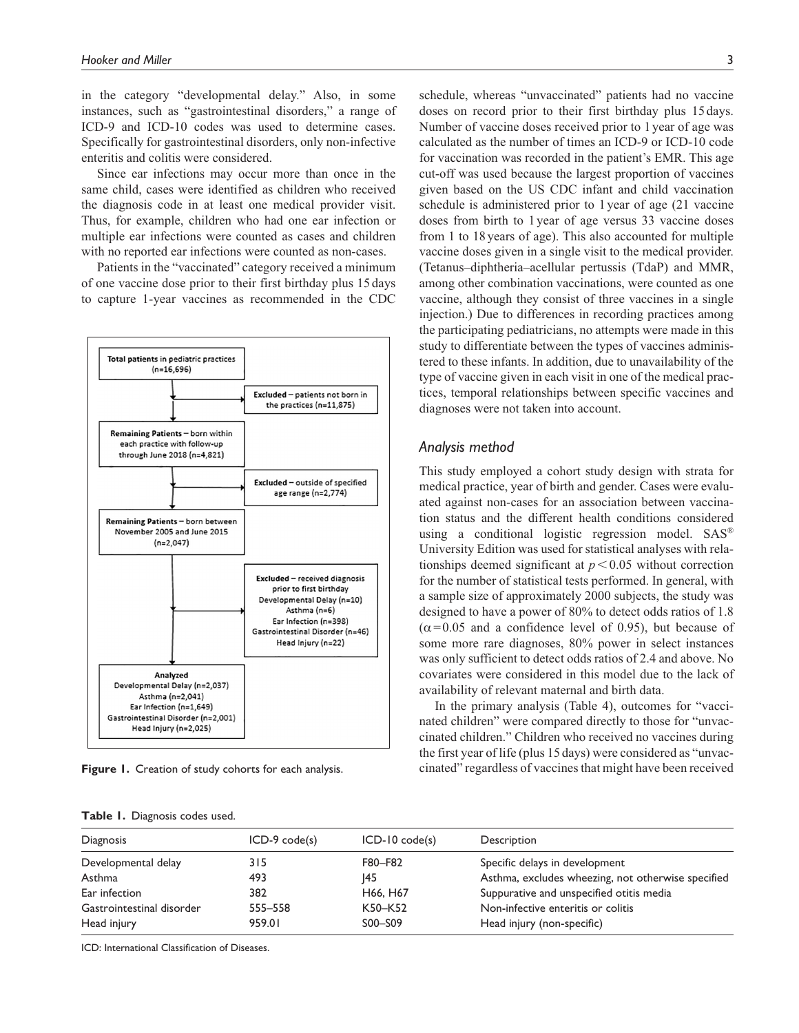in the category "developmental delay." Also, in some instances, such as "gastrointestinal disorders," a range of ICD-9 and ICD-10 codes was used to determine cases. Specifically for gastrointestinal disorders, only non-infective enteritis and colitis were considered.

Since ear infections may occur more than once in the same child, cases were identified as children who received the diagnosis code in at least one medical provider visit. Thus, for example, children who had one ear infection or multiple ear infections were counted as cases and children with no reported ear infections were counted as non-cases.

Patients in the "vaccinated" category received a minimum of one vaccine dose prior to their first birthday plus 15 days to capture 1-year vaccines as recommended in the CDC schedule, whereas "unvaccinated" patients had no vaccine doses on record prior to their first birthday plus 15 days. Number of vaccine doses received prior to 1 year of age was calculated as the number of times an ICD-9 or ICD-10 code for vaccination was recorded in the patient's EMR. This age cut-off was used because the largest proportion of vaccines given based on the US CDC infant and child vaccination schedule is administered prior to 1 year of age (21 vaccine doses from birth to 1 year of age versus 33 vaccine doses from 1 to 18 years of age). This also accounted for multiple vaccine doses given in a single visit to the medical provider. (Tetanus–diphtheria–acellular pertussis (TdaP) and MMR, among other combination vaccinations, were counted as one vaccine, although they consist of three vaccines in a single injection.) Due to differences in recording practices among the participating pediatricians, no attempts were made in this study to differentiate between the types of vaccines administered to these infants. In addition, due to unavailability of the type of vaccine given in each visit in one of the medical practices, temporal relationships between specific vaccines and diagnoses were not taken into account.

**Total patients** in pediatric practices (n=16,696)

**Excluded** – patients not born in the practices (n=11,875)

**Remaining Patients** – born within each practice with follow-up through June 2018 (n=4,821)

**Excluded** – outside of specified age range (n=2,774)

**Remaining Patients** – born between November 2005 and June 2015 (n=2,047)

**Excluded** – received diagnosis prior to first birthday
Developmental Delay (n=10)
Asthma (n=6)
Ear Infection (n=398)
Gastrointestinal Disorder (n=46)
Head Injury (n=22)

**Analyzed**
Developmental Delay (n=2,037)
Asthma (n=2,041)
Ear Infection (n=1,649)
Gastrointestinal Disorder (n=2,001)
Head Injury (n=2,025)

**Figure 1.** Creation of study cohorts for each analysis.

### Analysis method

This study employed a cohort study design with strata for medical practice, year of birth and gender. Cases were evaluated against non-cases for an association between vaccination status and the different health conditions considered using a conditional logistic regression model. SAS® University Edition was used for statistical analyses with relationships deemed significant at $p < 0.05$ without correction for the number of statistical tests performed. In general, with a sample size of approximately 2000 subjects, the study was designed to have a power of 80% to detect odds ratios of 1.8 ($\alpha = 0.05$ and a confidence level of 0.95), but because of some more rare diagnoses, 80% power in select instances was only sufficient to detect odds ratios of 2.4 and above. No covariates were considered in this model due to the lack of availability of relevant maternal and birth data.

In the primary analysis (Table 4), outcomes for "vaccinated children" were compared directly to those for "unvaccinated children." Children who received no vaccines during the first year of life (plus 15 days) were considered as "unvaccinated" regardless of vaccines that might have been received

**Table 1.** Diagnosis codes used.

| Diagnosis | ICD-9 code(s) | ICD-10 code(s) | Description |
|---|---|---|---|
| Developmental delay | 315 | F80–F82 | Specific delays in development |
| Asthma | 493 | J45 | Asthma, excludes wheezing, not otherwise specified |
| Ear infection | 382 | H66, H67 | Suppurative and unspecified otitis media |
| Gastrointestinal disorder | 555–558 | K50–K52 | Non-infective enteritis or colitis |
| Head injury | 959.01 | S00–S09 | Head injury (non-specific) |

ICD: International Classification of Diseases.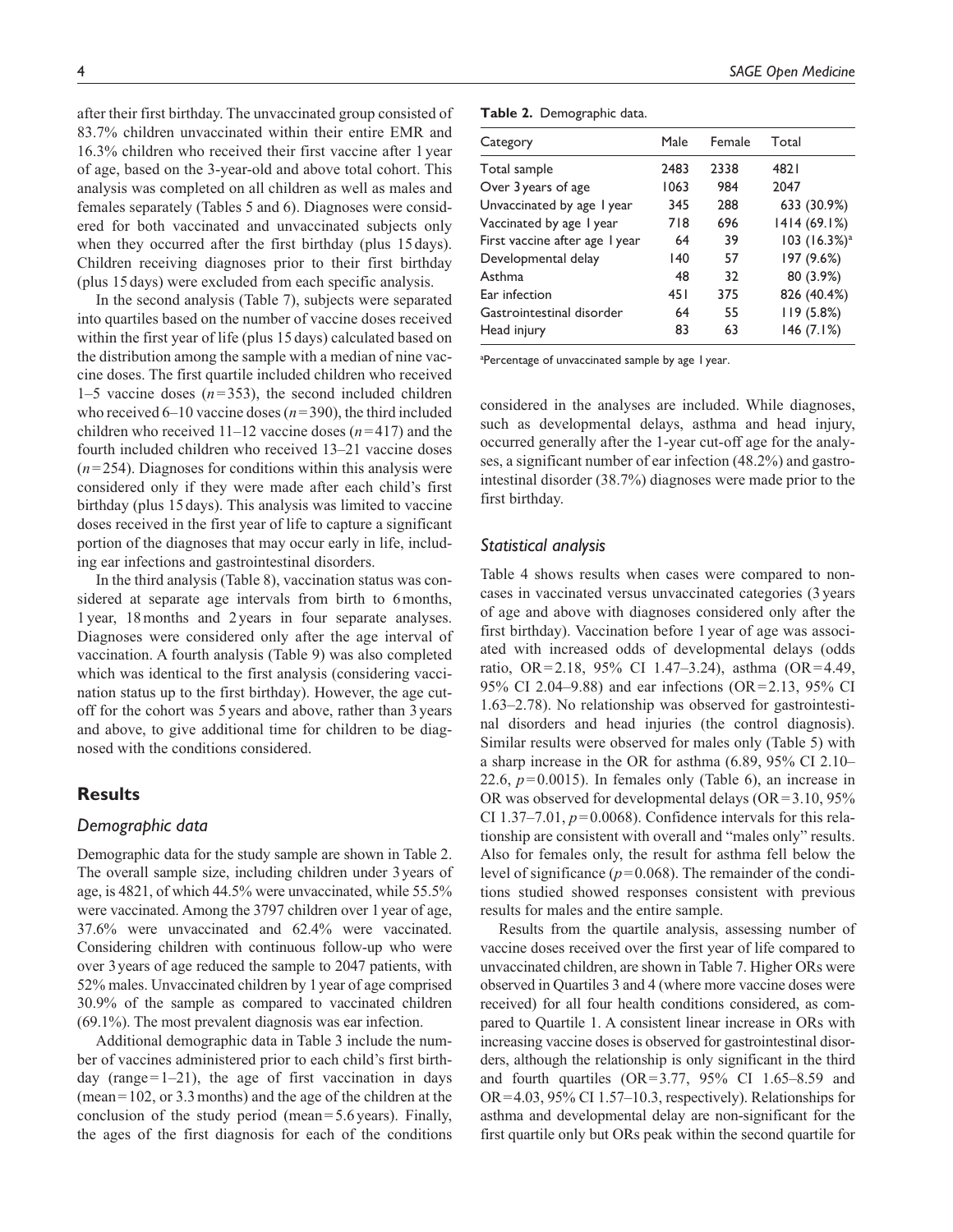after their first birthday. The unvaccinated group consisted of 83.7% children unvaccinated within their entire EMR and 16.3% children who received their first vaccine after 1 year of age, based on the 3-year-old and above total cohort. This analysis was completed on all children as well as males and females separately (Tables 5 and 6). Diagnoses were considered for both vaccinated and unvaccinated subjects only when they occurred after the first birthday (plus 15 days). Children receiving diagnoses prior to their first birthday (plus 15 days) were excluded from each specific analysis.

In the second analysis (Table 7), subjects were separated into quartiles based on the number of vaccine doses received within the first year of life (plus 15 days) calculated based on the distribution among the sample with a median of nine vaccine doses. The first quartile included children who received 1–5 vaccine doses ($n = 353$), the second included children who received 6–10 vaccine doses ($n = 390$), the third included children who received 11–12 vaccine doses ($n = 417$) and the fourth included children who received 13–21 vaccine doses ($n = 254$). Diagnoses for conditions within this analysis were considered only if they were made after each child's first birthday (plus 15 days). This analysis was limited to vaccine doses received in the first year of life to capture a significant portion of the diagnoses that may occur early in life, including ear infections and gastrointestinal disorders.

In the third analysis (Table 8), vaccination status was considered at separate age intervals from birth to 6 months, 1 year, 18 months and 2 years in four separate analyses. Diagnoses were considered only after the age interval of vaccination. A fourth analysis (Table 9) was also completed which was identical to the first analysis (considering vaccination status up to the first birthday). However, the age cutoff for the cohort was 5 years and above, rather than 3 years and above, to give additional time for children to be diagnosed with the conditions considered.

## Results

### Demographic data

Demographic data for the study sample are shown in Table 2. The overall sample size, including children under 3 years of age, is 4821, of which 44.5% were unvaccinated, while 55.5% were vaccinated. Among the 3797 children over 1 year of age, 37.6% were unvaccinated and 62.4% were vaccinated. Considering children with continuous follow-up who were over 3 years of age reduced the sample to 2047 patients, with 52% males. Unvaccinated children by 1 year of age comprised 30.9% of the sample as compared to vaccinated children (69.1%). The most prevalent diagnosis was ear infection.

Additional demographic data in Table 3 include the number of vaccines administered prior to each child's first birthday (range = 1–21), the age of first vaccination in days (mean = 102, or 3.3 months) and the age of the children at the conclusion of the study period (mean = 5.6 years). Finally, the ages of the first diagnosis for each of the conditions considered in the analyses are included. While diagnoses, such as developmental delays, asthma and head injury, occurred generally after the 1-year cut-off age for the analyses, a significant number of ear infection (48.2%) and gastrointestinal disorder (38.7%) diagnoses were made prior to the first birthday.

**Table 2.** Demographic data.

| Category | Male | Female | Total |
|---|---|---|---|
| Total sample | 2483 | 2338 | 4821 |
| Over 3 years of age | 1063 | 984 | 2047 |
| Unvaccinated by age 1 year | 345 | 288 | 633 (30.9%) |
| Vaccinated by age 1 year | 718 | 696 | 1414 (69.1%) |
| First vaccine after age 1 year | 64 | 39 | 103 (16.3%)[a] |
| Developmental delay | 140 | 57 | 197 (9.6%) |
| Asthma | 48 | 32 | 80 (3.9%) |
| Ear infection | 451 | 375 | 826 (40.4%) |
| Gastrointestinal disorder | 64 | 55 | 119 (5.8%) |
| Head injury | 83 | 63 | 146 (7.1%) |

[a]Percentage of unvaccinated sample by age 1 year.

### Statistical analysis

Table 4 shows results when cases were compared to noncases in vaccinated versus unvaccinated categories (3 years of age and above with diagnoses considered only after the first birthday). Vaccination before 1 year of age was associated with increased odds of developmental delays (odds ratio, OR = 2.18, 95% CI 1.47–3.24), asthma (OR = 4.49, 95% CI 2.04–9.88) and ear infections (OR = 2.13, 95% CI 1.63–2.78). No relationship was observed for gastrointestinal disorders and head injuries (the control diagnosis). Similar results were observed for males only (Table 5) with a sharp increase in the OR for asthma (6.89, 95% CI 2.10–22.6, $p = 0.0015$). In females only (Table 6), an increase in OR was observed for developmental delays (OR = 3.10, 95% CI 1.37–7.01, $p = 0.0068$). Confidence intervals for this relationship are consistent with overall and "males only" results. Also for females only, the result for asthma fell below the level of significance ($p = 0.068$). The remainder of the conditions studied showed responses consistent with previous results for males and the entire sample.

Results from the quartile analysis, assessing number of vaccine doses received over the first year of life compared to unvaccinated children, are shown in Table 7. Higher ORs were observed in Quartiles 3 and 4 (where more vaccine doses were received) for all four health conditions considered, as compared to Quartile 1. A consistent linear increase in ORs with increasing vaccine doses is observed for gastrointestinal disorders, although the relationship is only significant in the third and fourth quartiles (OR = 3.77, 95% CI 1.65–8.59 and OR = 4.03, 95% CI 1.57–10.3, respectively). Relationships for asthma and developmental delay are non-significant for the first quartile only but ORs peak within the second quartile for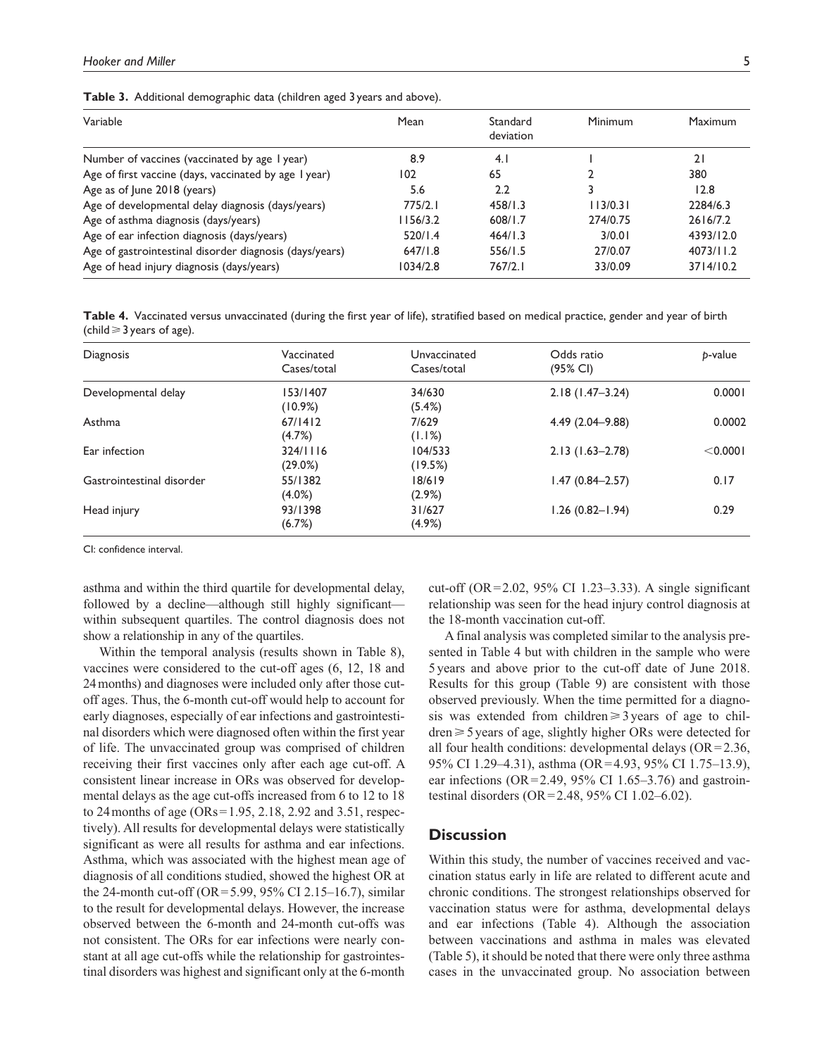**Table 3.** Additional demographic data (children aged 3 years and above).

| Variable | Mean | Standard deviation | Minimum | Maximum |
|---|---|---|---|---|
| Number of vaccines (vaccinated by age 1 year) | 8.9 | 4.1 | 1 | 21 |
| Age of first vaccine (days, vaccinated by age 1 year) | 102 | 65 | 2 | 380 |
| Age as of June 2018 (years) | 5.6 | 2.2 | 3 | 12.8 |
| Age of developmental delay diagnosis (days/years) | 775/2.1 | 458/1.3 | 113/0.31 | 2284/6.3 |
| Age of asthma diagnosis (days/years) | 1156/3.2 | 608/1.7 | 274/0.75 | 2616/7.2 |
| Age of ear infection diagnosis (days/years) | 520/1.4 | 464/1.3 | 3/0.01 | 4393/12.0 |
| Age of gastrointestinal disorder diagnosis (days/years) | 647/1.8 | 556/1.5 | 27/0.07 | 4073/11.2 |
| Age of head injury diagnosis (days/years) | 1034/2.8 | 767/2.1 | 33/0.09 | 3714/10.2 |

**Table 4.** Vaccinated versus unvaccinated (during the first year of life), stratified based on medical practice, gender and year of birth (child ≥ 3 years of age).

| Diagnosis | Vaccinated Cases/total | Unvaccinated Cases/total | Odds ratio (95% CI) | *p*-value |
|---|---|---|---|---|
| Developmental delay | 153/1407 (10.9%) | 34/630 (5.4%) | 2.18 (1.47–3.24) | 0.0001 |
| Asthma | 67/1412 (4.7%) | 7/629 (1.1%) | 4.49 (2.04–9.88) | 0.0002 |
| Ear infection | 324/1116 (29.0%) | 104/533 (19.5%) | 2.13 (1.63–2.78) | <0.0001 |
| Gastrointestinal disorder | 55/1382 (4.0%) | 18/619 (2.9%) | 1.47 (0.84–2.57) | 0.17 |
| Head injury | 93/1398 (6.7%) | 31/627 (4.9%) | 1.26 (0.82–1.94) | 0.29 |

CI: confidence interval.

asthma and within the third quartile for developmental delay, followed by a decline—although still highly significant—within subsequent quartiles. The control diagnosis does not show a relationship in any of the quartiles.

Within the temporal analysis (results shown in Table 8), vaccines were considered to the cut-off ages (6, 12, 18 and 24 months) and diagnoses were included only after those cut-off ages. Thus, the 6-month cut-off would help to account for early diagnoses, especially of ear infections and gastrointestinal disorders which were diagnosed often within the first year of life. The unvaccinated group was comprised of children receiving their first vaccines only after each age cut-off. A consistent linear increase in ORs was observed for developmental delays as the age cut-offs increased from 6 to 12 to 18 to 24 months of age (ORs = 1.95, 2.18, 2.92 and 3.51, respectively). All results for developmental delays were statistically significant as were all results for asthma and ear infections. Asthma, which was associated with the highest mean age of diagnosis of all conditions studied, showed the highest OR at the 24-month cut-off (OR = 5.99, 95% CI 2.15–16.7), similar to the result for developmental delays. However, the increase observed between the 6-month and 24-month cut-offs was not consistent. The ORs for ear infections were nearly constant at all age cut-offs while the relationship for gastrointestinal disorders was highest and significant only at the 6-month cut-off (OR = 2.02, 95% CI 1.23–3.33). A single significant relationship was seen for the head injury control diagnosis at the 18-month vaccination cut-off.

A final analysis was completed similar to the analysis presented in Table 4 but with children in the sample who were 5 years and above prior to the cut-off date of June 2018. Results for this group (Table 9) are consistent with those observed previously. When the time permitted for a diagnosis was extended from children ≥ 3 years of age to children ≥ 5 years of age, slightly higher ORs were detected for all four health conditions: developmental delays (OR = 2.36, 95% CI 1.29–4.31), asthma (OR = 4.93, 95% CI 1.75–13.9), ear infections (OR = 2.49, 95% CI 1.65–3.76) and gastrointestinal disorders (OR = 2.48, 95% CI 1.02–6.02).

## Discussion

Within this study, the number of vaccines received and vaccination status early in life are related to different acute and chronic conditions. The strongest relationships observed for vaccination status were for asthma, developmental delays and ear infections (Table 4). Although the association between vaccinations and asthma in males was elevated (Table 5), it should be noted that there were only three asthma cases in the unvaccinated group. No association between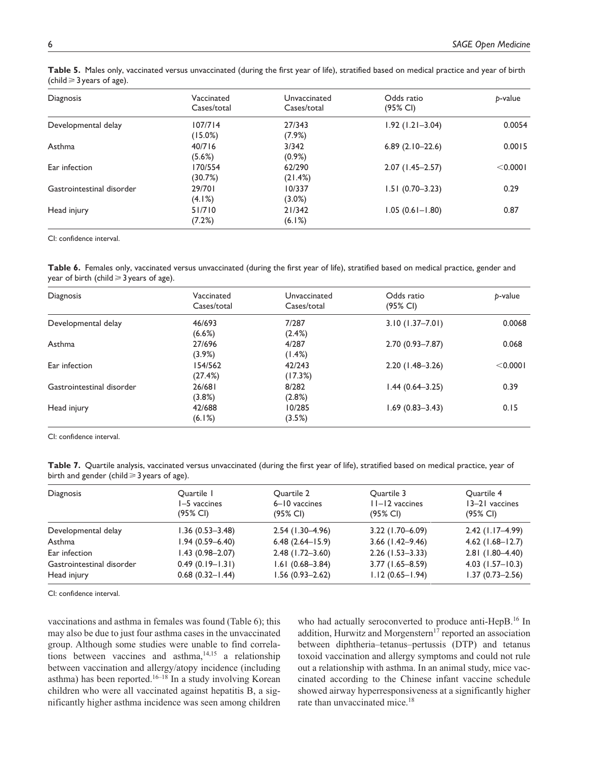**Table 5.** Males only, vaccinated versus unvaccinated (during the first year of life), stratified based on medical practice and year of birth (child ⩾ 3 years of age).

| Diagnosis | Vaccinated Cases/total | Unvaccinated Cases/total | Odds ratio (95% CI) | $p$-value |
|---|---|---|---|---|
| Developmental delay | 107/714 (15.0%) | 27/343 (7.9%) | 1.92 (1.21–3.04) | 0.0054 |
| Asthma | 40/716 (5.6%) | 3/342 (0.9%) | 6.89 (2.10–22.6) | 0.0015 |
| Ear infection | 170/554 (30.7%) | 62/290 (21.4%) | 2.07 (1.45–2.57) | <0.0001 |
| Gastrointestinal disorder | 29/701 (4.1%) | 10/337 (3.0%) | 1.51 (0.70–3.23) | 0.29 |
| Head injury | 51/710 (7.2%) | 21/342 (6.1%) | 1.05 (0.61–1.80) | 0.87 |

CI: confidence interval.

**Table 6.** Females only, vaccinated versus unvaccinated (during the first year of life), stratified based on medical practice, gender and year of birth (child ⩾ 3 years of age).

| Diagnosis | Vaccinated Cases/total | Unvaccinated Cases/total | Odds ratio (95% CI) | $p$-value |
|---|---|---|---|---|
| Developmental delay | 46/693 (6.6%) | 7/287 (2.4%) | 3.10 (1.37–7.01) | 0.0068 |
| Asthma | 27/696 (3.9%) | 4/287 (1.4%) | 2.70 (0.93–7.87) | 0.068 |
| Ear infection | 154/562 (27.4%) | 42/243 (17.3%) | 2.20 (1.48–3.26) | <0.0001 |
| Gastrointestinal disorder | 26/681 (3.8%) | 8/282 (2.8%) | 1.44 (0.64–3.25) | 0.39 |
| Head injury | 42/688 (6.1%) | 10/285 (3.5%) | 1.69 (0.83–3.43) | 0.15 |

CI: confidence interval.

**Table 7.** Quartile analysis, vaccinated versus unvaccinated (during the first year of life), stratified based on medical practice, year of birth and gender (child ⩾ 3 years of age).

| Diagnosis | Quartile 1 1–5 vaccines (95% CI) | Quartile 2 6–10 vaccines (95% CI) | Quartile 3 11–12 vaccines (95% CI) | Quartile 4 13–21 vaccines (95% CI) |
|---|---|---|---|---|
| Developmental delay | 1.36 (0.53–3.48) | 2.54 (1.30–4.96) | 3.22 (1.70–6.09) | 2.42 (1.17–4.99) |
| Asthma | 1.94 (0.59–6.40) | 6.48 (2.64–15.9) | 3.66 (1.42–9.46) | 4.62 (1.68–12.7) |
| Ear infection | 1.43 (0.98–2.07) | 2.48 (1.72–3.60) | 2.26 (1.53–3.33) | 2.81 (1.80–4.40) |
| Gastrointestinal disorder | 0.49 (0.19–1.31) | 1.61 (0.68–3.84) | 3.77 (1.65–8.59) | 4.03 (1.57–10.3) |
| Head injury | 0.68 (0.32–1.44) | 1.56 (0.93–2.62) | 1.12 (0.65–1.94) | 1.37 (0.73–2.56) |

CI: confidence interval.

vaccinations and asthma in females was found (Table 6); this may also be due to just four asthma cases in the unvaccinated group. Although some studies were unable to find correlations between vaccines and asthma,[14,15] a relationship between vaccination and allergy/atopy incidence (including asthma) has been reported.[16–18] In a study involving Korean children who were all vaccinated against hepatitis B, a significantly higher asthma incidence was seen among children who had actually seroconverted to produce anti-HepB.[16] In addition, Hurwitz and Morgenstern[17] reported an association between diphtheria–tetanus–pertussis (DTP) and tetanus toxoid vaccination and allergy symptoms and could not rule out a relationship with asthma. In an animal study, mice vaccinated according to the Chinese infant vaccine schedule showed airway hyperresponsiveness at a significantly higher rate than unvaccinated mice.[18]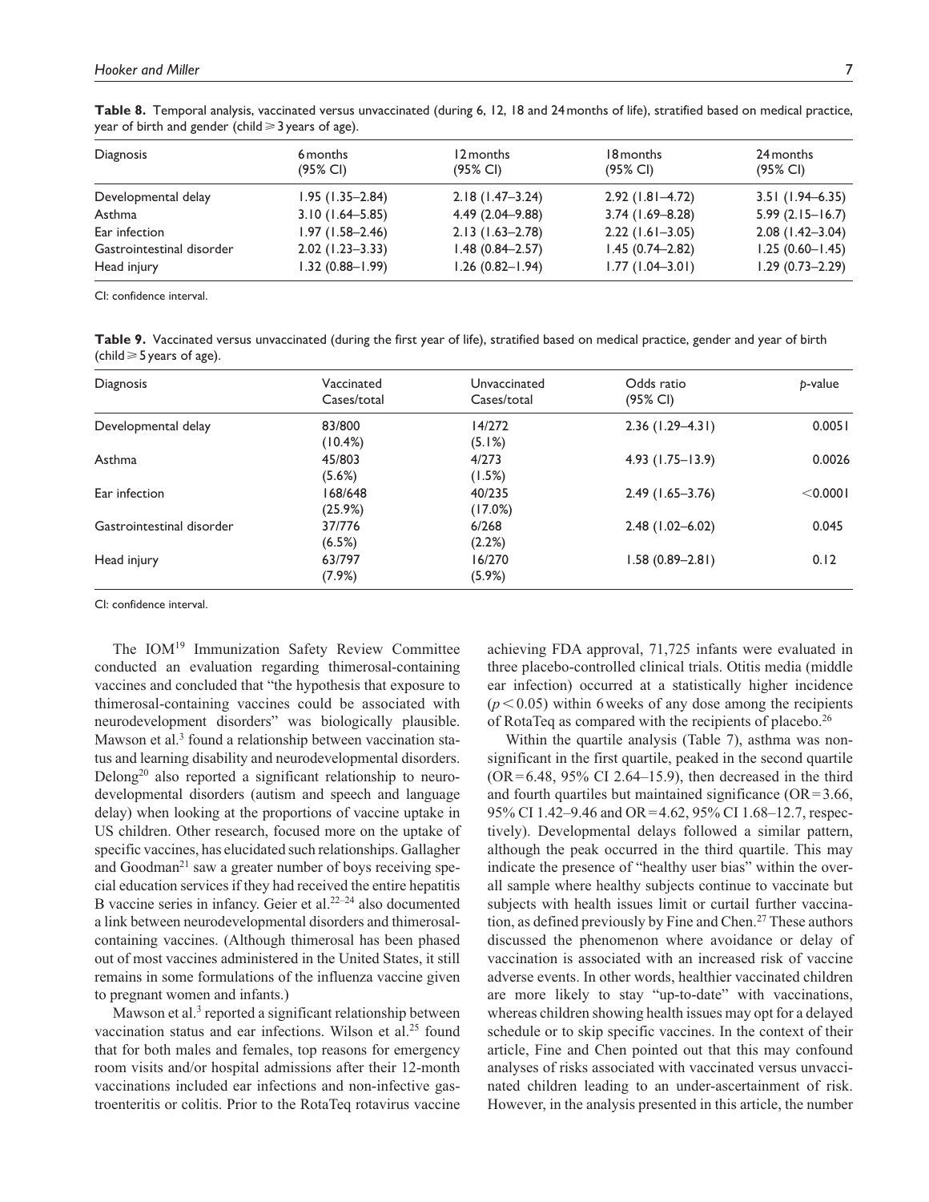**Table 8.** Temporal analysis, vaccinated versus unvaccinated (during 6, 12, 18 and 24 months of life), stratified based on medical practice, year of birth and gender (child ⩾ 3 years of age).

| Diagnosis | 6 months (95% CI) | 12 months (95% CI) | 18 months (95% CI) | 24 months (95% CI) |
|---|---|---|---|---|
| Developmental delay | 1.95 (1.35–2.84) | 2.18 (1.47–3.24) | 2.92 (1.81–4.72) | 3.51 (1.94–6.35) |
| Asthma | 3.10 (1.64–5.85) | 4.49 (2.04–9.88) | 3.74 (1.69–8.28) | 5.99 (2.15–16.7) |
| Ear infection | 1.97 (1.58–2.46) | 2.13 (1.63–2.78) | 2.22 (1.61–3.05) | 2.08 (1.42–3.04) |
| Gastrointestinal disorder | 2.02 (1.23–3.33) | 1.48 (0.84–2.57) | 1.45 (0.74–2.82) | 1.25 (0.60–1.45) |
| Head injury | 1.32 (0.88–1.99) | 1.26 (0.82–1.94) | 1.77 (1.04–3.01) | 1.29 (0.73–2.29) |

CI: confidence interval.

**Table 9.** Vaccinated versus unvaccinated (during the first year of life), stratified based on medical practice, gender and year of birth (child ⩾ 5 years of age).

| Diagnosis | Vaccinated Cases/total | Unvaccinated Cases/total | Odds ratio (95% CI) | *p*-value |
|---|---|---|---|---|
| Developmental delay | 83/800 (10.4%) | 14/272 (5.1%) | 2.36 (1.29–4.31) | 0.0051 |
| Asthma | 45/803 (5.6%) | 4/273 (1.5%) | 4.93 (1.75–13.9) | 0.0026 |
| Ear infection | 168/648 (25.9%) | 40/235 (17.0%) | 2.49 (1.65–3.76) | <0.0001 |
| Gastrointestinal disorder | 37/776 (6.5%) | 6/268 (2.2%) | 2.48 (1.02–6.02) | 0.045 |
| Head injury | 63/797 (7.9%) | 16/270 (5.9%) | 1.58 (0.89–2.81) | 0.12 |

CI: confidence interval.

The IOM[19] Immunization Safety Review Committee conducted an evaluation regarding thimerosal-containing vaccines and concluded that "the hypothesis that exposure to thimerosal-containing vaccines could be associated with neurodevelopment disorders" was biologically plausible. Mawson et al.[3] found a relationship between vaccination status and learning disability and neurodevelopmental disorders. Delong[20] also reported a significant relationship to neurodevelopmental disorders (autism and speech and language delay) when looking at the proportions of vaccine uptake in US children. Other research, focused more on the uptake of specific vaccines, has elucidated such relationships. Gallagher and Goodman[21] saw a greater number of boys receiving special education services if they had received the entire hepatitis B vaccine series in infancy. Geier et al.[22–24] also documented a link between neurodevelopmental disorders and thimerosal-containing vaccines. (Although thimerosal has been phased out of most vaccines administered in the United States, it still remains in some formulations of the influenza vaccine given to pregnant women and infants.)

Mawson et al.[3] reported a significant relationship between vaccination status and ear infections. Wilson et al.[25] found that for both males and females, top reasons for emergency room visits and/or hospital admissions after their 12-month vaccinations included ear infections and non-infective gastroenteritis or colitis. Prior to the RotaTeq rotavirus vaccine achieving FDA approval, 71,725 infants were evaluated in three placebo-controlled clinical trials. Otitis media (middle ear infection) occurred at a statistically higher incidence ($p < 0.05$) within 6 weeks of any dose among the recipients of RotaTeq as compared with the recipients of placebo.[26]

Within the quartile analysis (Table 7), asthma was non-significant in the first quartile, peaked in the second quartile (OR = 6.48, 95% CI 2.64–15.9), then decreased in the third and fourth quartiles but maintained significance (OR = 3.66, 95% CI 1.42–9.46 and OR = 4.62, 95% CI 1.68–12.7, respectively). Developmental delays followed a similar pattern, although the peak occurred in the third quartile. This may indicate the presence of "healthy user bias" within the overall sample where healthy subjects continue to vaccinate but subjects with health issues limit or curtail further vaccination, as defined previously by Fine and Chen.[27] These authors discussed the phenomenon where avoidance or delay of vaccination is associated with an increased risk of vaccine adverse events. In other words, healthier vaccinated children are more likely to stay "up-to-date" with vaccinations, whereas children showing health issues may opt for a delayed schedule or to skip specific vaccines. In the context of their article, Fine and Chen pointed out that this may confound analyses of risks associated with vaccinated versus unvaccinated children leading to an under-ascertainment of risk. However, in the analysis presented in this article, the number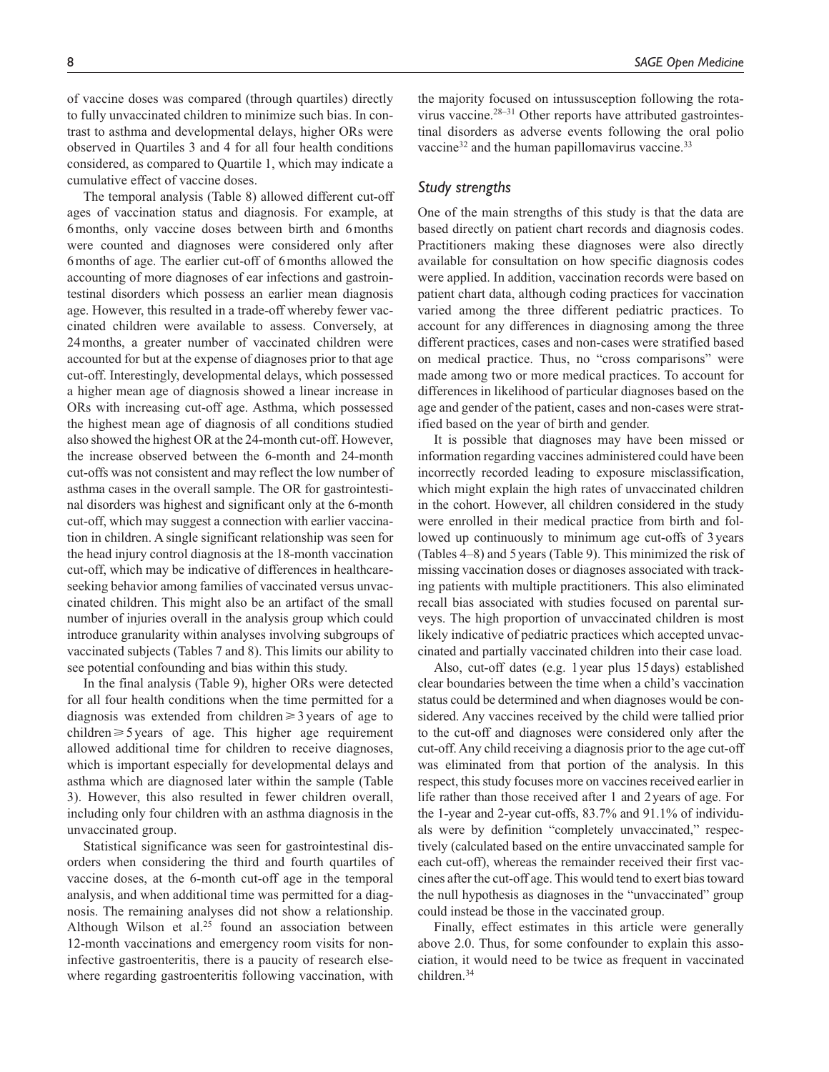of vaccine doses was compared (through quartiles) directly to fully unvaccinated children to minimize such bias. In contrast to asthma and developmental delays, higher ORs were observed in Quartiles 3 and 4 for all four health conditions considered, as compared to Quartile 1, which may indicate a cumulative effect of vaccine doses.

The temporal analysis (Table 8) allowed different cut-off ages of vaccination status and diagnosis. For example, at 6 months, only vaccine doses between birth and 6 months were counted and diagnoses were considered only after 6 months of age. The earlier cut-off of 6 months allowed the accounting of more diagnoses of ear infections and gastrointestinal disorders which possess an earlier mean diagnosis age. However, this resulted in a trade-off whereby fewer vaccinated children were available to assess. Conversely, at 24 months, a greater number of vaccinated children were accounted for but at the expense of diagnoses prior to that age cut-off. Interestingly, developmental delays, which possessed a higher mean age of diagnosis showed a linear increase in ORs with increasing cut-off age. Asthma, which possessed the highest mean age of diagnosis of all conditions studied also showed the highest OR at the 24-month cut-off. However, the increase observed between the 6-month and 24-month cut-offs was not consistent and may reflect the low number of asthma cases in the overall sample. The OR for gastrointestinal disorders was highest and significant only at the 6-month cut-off, which may suggest a connection with earlier vaccination in children. A single significant relationship was seen for the head injury control diagnosis at the 18-month vaccination cut-off, which may be indicative of differences in healthcare-seeking behavior among families of vaccinated versus unvaccinated children. This might also be an artifact of the small number of injuries overall in the analysis group which could introduce granularity within analyses involving subgroups of vaccinated subjects (Tables 7 and 8). This limits our ability to see potential confounding and bias within this study.

In the final analysis (Table 9), higher ORs were detected for all four health conditions when the time permitted for a diagnosis was extended from children $\geqslant$ 3 years of age to children $\geqslant$ 5 years of age. This higher age requirement allowed additional time for children to receive diagnoses, which is important especially for developmental delays and asthma which are diagnosed later within the sample (Table 3). However, this also resulted in fewer children overall, including only four children with an asthma diagnosis in the unvaccinated group.

Statistical significance was seen for gastrointestinal disorders when considering the third and fourth quartiles of vaccine doses, at the 6-month cut-off age in the temporal analysis, and when additional time was permitted for a diagnosis. The remaining analyses did not show a relationship. Although Wilson et al.[25] found an association between 12-month vaccinations and emergency room visits for non-infective gastroenteritis, there is a paucity of research elsewhere regarding gastroenteritis following vaccination, with the majority focused on intussusception following the rotavirus vaccine.[28–31] Other reports have attributed gastrointestinal disorders as adverse events following the oral polio vaccine[32] and the human papillomavirus vaccine.[33]

## Study strengths

One of the main strengths of this study is that the data are based directly on patient chart records and diagnosis codes. Practitioners making these diagnoses were also directly available for consultation on how specific diagnosis codes were applied. In addition, vaccination records were based on patient chart data, although coding practices for vaccination varied among the three different pediatric practices. To account for any differences in diagnosing among the three different practices, cases and non-cases were stratified based on medical practice. Thus, no "cross comparisons" were made among two or more medical practices. To account for differences in likelihood of particular diagnoses based on the age and gender of the patient, cases and non-cases were stratified based on the year of birth and gender.

It is possible that diagnoses may have been missed or information regarding vaccines administered could have been incorrectly recorded leading to exposure misclassification, which might explain the high rates of unvaccinated children in the cohort. However, all children considered in the study were enrolled in their medical practice from birth and followed up continuously to minimum age cut-offs of 3 years (Tables 4–8) and 5 years (Table 9). This minimized the risk of missing vaccination doses or diagnoses associated with tracking patients with multiple practitioners. This also eliminated recall bias associated with studies focused on parental surveys. The high proportion of unvaccinated children is most likely indicative of pediatric practices which accepted unvaccinated and partially vaccinated children into their case load.

Also, cut-off dates (e.g. 1 year plus 15 days) established clear boundaries between the time when a child's vaccination status could be determined and when diagnoses would be considered. Any vaccines received by the child were tallied prior to the cut-off and diagnoses were considered only after the cut-off. Any child receiving a diagnosis prior to the age cut-off was eliminated from that portion of the analysis. In this respect, this study focuses more on vaccines received earlier in life rather than those received after 1 and 2 years of age. For the 1-year and 2-year cut-offs, 83.7% and 91.1% of individuals were by definition "completely unvaccinated," respectively (calculated based on the entire unvaccinated sample for each cut-off), whereas the remainder received their first vaccines after the cut-off age. This would tend to exert bias toward the null hypothesis as diagnoses in the "unvaccinated" group could instead be those in the vaccinated group.

Finally, effect estimates in this article were generally above 2.0. Thus, for some confounder to explain this association, it would need to be twice as frequent in vaccinated children.[34]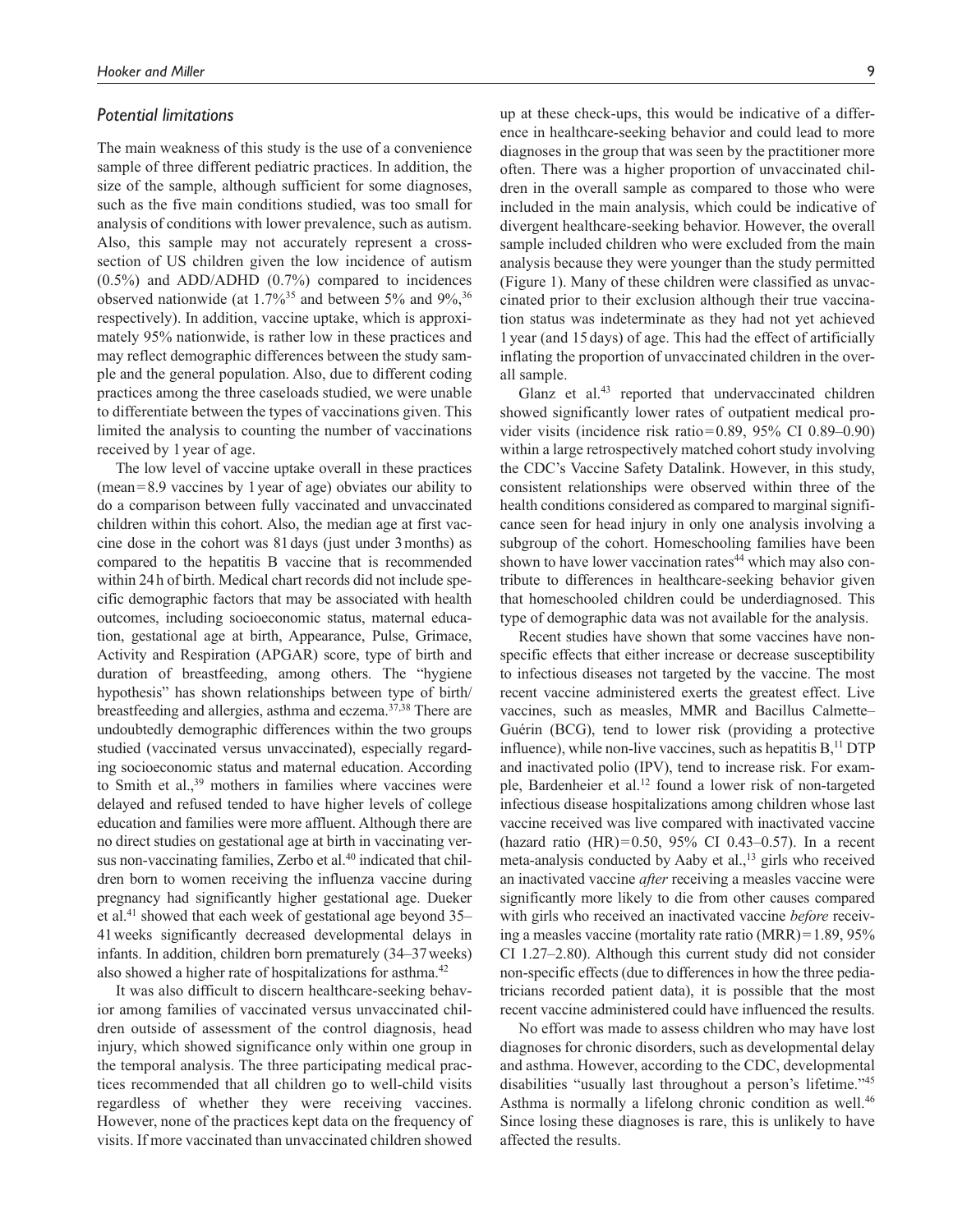### *Potential limitations*

The main weakness of this study is the use of a convenience sample of three different pediatric practices. In addition, the size of the sample, although sufficient for some diagnoses, such as the five main conditions studied, was too small for analysis of conditions with lower prevalence, such as autism. Also, this sample may not accurately represent a cross-section of US children given the low incidence of autism (0.5%) and ADD/ADHD (0.7%) compared to incidences observed nationwide (at 1.7%[35] and between 5% and 9%,[36] respectively). In addition, vaccine uptake, which is approximately 95% nationwide, is rather low in these practices and may reflect demographic differences between the study sample and the general population. Also, due to different coding practices among the three caseloads studied, we were unable to differentiate between the types of vaccinations given. This limited the analysis to counting the number of vaccinations received by 1 year of age.

The low level of vaccine uptake overall in these practices (mean = 8.9 vaccines by 1 year of age) obviates our ability to do a comparison between fully vaccinated and unvaccinated children within this cohort. Also, the median age at first vaccine dose in the cohort was 81 days (just under 3 months) as compared to the hepatitis B vaccine that is recommended within 24 h of birth. Medical chart records did not include specific demographic factors that may be associated with health outcomes, including socioeconomic status, maternal education, gestational age at birth, Appearance, Pulse, Grimace, Activity and Respiration (APGAR) score, type of birth and duration of breastfeeding, among others. The "hygiene hypothesis" has shown relationships between type of birth/breastfeeding and allergies, asthma and eczema.[37,38] There are undoubtedly demographic differences within the two groups studied (vaccinated versus unvaccinated), especially regarding socioeconomic status and maternal education. According to Smith et al.,[39] mothers in families where vaccines were delayed and refused tended to have higher levels of college education and families were more affluent. Although there are no direct studies on gestational age at birth in vaccinating versus non-vaccinating families, Zerbo et al.[40] indicated that children born to women receiving the influenza vaccine during pregnancy had significantly higher gestational age. Dueker et al.[41] showed that each week of gestational age beyond 35–41 weeks significantly decreased developmental delays in infants. In addition, children born prematurely (34–37 weeks) also showed a higher rate of hospitalizations for asthma.[42]

It was also difficult to discern healthcare-seeking behavior among families of vaccinated versus unvaccinated children outside of assessment of the control diagnosis, head injury, which showed significance only within one group in the temporal analysis. The three participating medical practices recommended that all children go to well-child visits regardless of whether they were receiving vaccines. However, none of the practices kept data on the frequency of visits. If more vaccinated than unvaccinated children showed up at these check-ups, this would be indicative of a difference in healthcare-seeking behavior and could lead to more diagnoses in the group that was seen by the practitioner more often. There was a higher proportion of unvaccinated children in the overall sample as compared to those who were included in the main analysis, which could be indicative of divergent healthcare-seeking behavior. However, the overall sample included children who were excluded from the main analysis because they were younger than the study permitted (Figure 1). Many of these children were classified as unvaccinated prior to their exclusion although their true vaccination status was indeterminate as they had not yet achieved 1 year (and 15 days) of age. This had the effect of artificially inflating the proportion of unvaccinated children in the overall sample.

Glanz et al.[43] reported that undervaccinated children showed significantly lower rates of outpatient medical provider visits (incidence risk ratio = 0.89, 95% CI 0.89–0.90) within a large retrospectively matched cohort study involving the CDC's Vaccine Safety Datalink. However, in this study, consistent relationships were observed within three of the health conditions considered as compared to marginal significance seen for head injury in only one analysis involving a subgroup of the cohort. Homeschooling families have been shown to have lower vaccination rates[44] which may also contribute to differences in healthcare-seeking behavior given that homeschooled children could be underdiagnosed. This type of demographic data was not available for the analysis.

Recent studies have shown that some vaccines have non-specific effects that either increase or decrease susceptibility to infectious diseases not targeted by the vaccine. The most recent vaccine administered exerts the greatest effect. Live vaccines, such as measles, MMR and Bacillus Calmette–Guérin (BCG), tend to lower risk (providing a protective influence), while non-live vaccines, such as hepatitis B,[11] DTP and inactivated polio (IPV), tend to increase risk. For example, Bardenheier et al.[12] found a lower risk of non-targeted infectious disease hospitalizations among children whose last vaccine received was live compared with inactivated vaccine (hazard ratio (HR) = 0.50, 95% CI 0.43–0.57). In a recent meta-analysis conducted by Aaby et al.,[13] girls who received an inactivated vaccine *after* receiving a measles vaccine were significantly more likely to die from other causes compared with girls who received an inactivated vaccine *before* receiving a measles vaccine (mortality rate ratio (MRR) = 1.89, 95% CI 1.27–2.80). Although this current study did not consider non-specific effects (due to differences in how the three pediatricians recorded patient data), it is possible that the most recent vaccine administered could have influenced the results.

No effort was made to assess children who may have lost diagnoses for chronic disorders, such as developmental delay and asthma. However, according to the CDC, developmental disabilities "usually last throughout a person's lifetime."[45] Asthma is normally a lifelong chronic condition as well.[46] Since losing these diagnoses is rare, this is unlikely to have affected the results.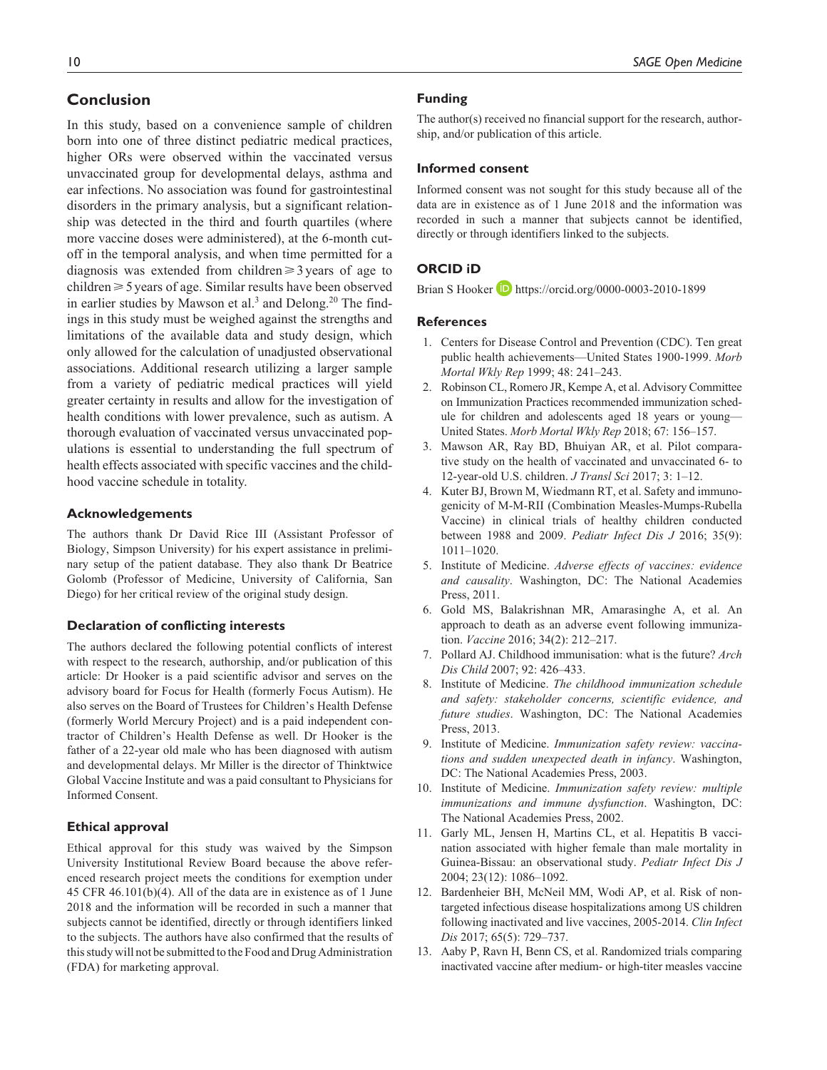## Conclusion

In this study, based on a convenience sample of children born into one of three distinct pediatric medical practices, higher ORs were observed within the vaccinated versus unvaccinated group for developmental delays, asthma and ear infections. No association was found for gastrointestinal disorders in the primary analysis, but a significant relationship was detected in the third and fourth quartiles (where more vaccine doses were administered), at the 6-month cutoff in the temporal analysis, and when time permitted for a diagnosis was extended from children $\geqslant$ 3 years of age to children $\geqslant$ 5 years of age. Similar results have been observed in earlier studies by Mawson et al.[3] and Delong.[20] The findings in this study must be weighed against the strengths and limitations of the available data and study design, which only allowed for the calculation of unadjusted observational associations. Additional research utilizing a larger sample from a variety of pediatric medical practices will yield greater certainty in results and allow for the investigation of health conditions with lower prevalence, such as autism. A thorough evaluation of vaccinated versus unvaccinated populations is essential to understanding the full spectrum of health effects associated with specific vaccines and the childhood vaccine schedule in totality.

### Acknowledgements

The authors thank Dr David Rice III (Assistant Professor of Biology, Simpson University) for his expert assistance in preliminary setup of the patient database. They also thank Dr Beatrice Golomb (Professor of Medicine, University of California, San Diego) for her critical review of the original study design.

### Declaration of conflicting interests

The authors declared the following potential conflicts of interest with respect to the research, authorship, and/or publication of this article: Dr Hooker is a paid scientific advisor and serves on the advisory board for Focus for Health (formerly Focus Autism). He also serves on the Board of Trustees for Children's Health Defense (formerly World Mercury Project) and is a paid independent contractor of Children's Health Defense as well. Dr Hooker is the father of a 22-year old male who has been diagnosed with autism and developmental delays. Mr Miller is the director of Thinktwice Global Vaccine Institute and was a paid consultant to Physicians for Informed Consent.

### Ethical approval

Ethical approval for this study was waived by the Simpson University Institutional Review Board because the above referenced research project meets the conditions for exemption under 45 CFR 46.101(b)(4). All of the data are in existence as of 1 June 2018 and the information will be recorded in such a manner that subjects cannot be identified, directly or through identifiers linked to the subjects. The authors have also confirmed that the results of this study will not be submitted to the Food and Drug Administration (FDA) for marketing approval.

### Funding

The author(s) received no financial support for the research, authorship, and/or publication of this article.

### Informed consent

Informed consent was not sought for this study because all of the data are in existence as of 1 June 2018 and the information was recorded in such a manner that subjects cannot be identified, directly or through identifiers linked to the subjects.

### ORCID iD

Brian S Hooker https://orcid.org/0000-0003-2010-1899

### References

1. Centers for Disease Control and Prevention (CDC). Ten great public health achievements—United States 1900-1999. *Morb Mortal Wkly Rep* 1999; 48: 241–243.
2. Robinson CL, Romero JR, Kempe A, et al. Advisory Committee on Immunization Practices recommended immunization schedule for children and adolescents aged 18 years or young—United States. *Morb Mortal Wkly Rep* 2018; 67: 156–157.
3. Mawson AR, Ray BD, Bhuiyan AR, et al. Pilot comparative study on the health of vaccinated and unvaccinated 6- to 12-year-old U.S. children. *J Transl Sci* 2017; 3: 1–12.
4. Kuter BJ, Brown M, Wiedmann RT, et al. Safety and immunogenicity of M-M-RII (Combination Measles-Mumps-Rubella Vaccine) in clinical trials of healthy children conducted between 1988 and 2009. *Pediatr Infect Dis J* 2016; 35(9): 1011–1020.
5. Institute of Medicine. *Adverse effects of vaccines: evidence and causality*. Washington, DC: The National Academies Press, 2011.
6. Gold MS, Balakrishnan MR, Amarasinghe A, et al. An approach to death as an adverse event following immunization. *Vaccine* 2016; 34(2): 212–217.
7. Pollard AJ. Childhood immunisation: what is the future? *Arch Dis Child* 2007; 92: 426–433.
8. Institute of Medicine. *The childhood immunization schedule and safety: stakeholder concerns, scientific evidence, and future studies*. Washington, DC: The National Academies Press, 2013.
9. Institute of Medicine. *Immunization safety review: vaccinations and sudden unexpected death in infancy*. Washington, DC: The National Academies Press, 2003.
10. Institute of Medicine. *Immunization safety review: multiple immunizations and immune dysfunction*. Washington, DC: The National Academies Press, 2002.
11. Garly ML, Jensen H, Martins CL, et al. Hepatitis B vaccination associated with higher female than male mortality in Guinea-Bissau: an observational study. *Pediatr Infect Dis J* 2004; 23(12): 1086–1092.
12. Bardenheier BH, McNeil MM, Wodi AP, et al. Risk of nontargeted infectious disease hospitalizations among US children following inactivated and live vaccines, 2005-2014. *Clin Infect Dis* 2017; 65(5): 729–737.
13. Aaby P, Ravn H, Benn CS, et al. Randomized trials comparing inactivated vaccine after medium- or high-titer measles vaccine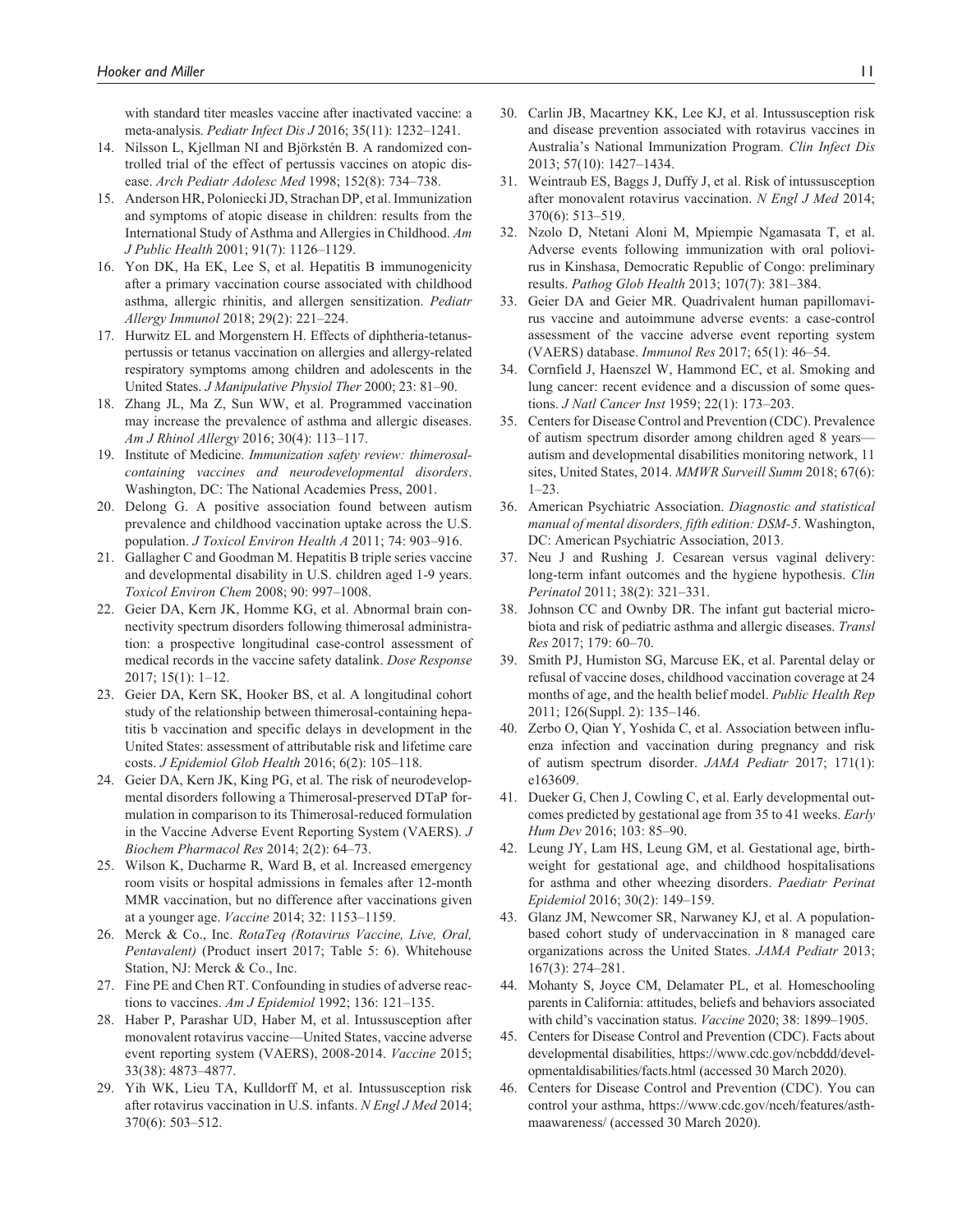with standard titer measles vaccine after inactivated vaccine: a meta-analysis. *Pediatr Infect Dis J* 2016; 35(11): 1232–1241.

14. Nilsson L, Kjellman NI and Björkstén B. A randomized controlled trial of the effect of pertussis vaccines on atopic disease. *Arch Pediatr Adolesc Med* 1998; 152(8): 734–738.
15. Anderson HR, Poloniecki JD, Strachan DP, et al. Immunization and symptoms of atopic disease in children: results from the International Study of Asthma and Allergies in Childhood. *Am J Public Health* 2001; 91(7): 1126–1129.
16. Yon DK, Ha EK, Lee S, et al. Hepatitis B immunogenicity after a primary vaccination course associated with childhood asthma, allergic rhinitis, and allergen sensitization. *Pediatr Allergy Immunol* 2018; 29(2): 221–224.
17. Hurwitz EL and Morgenstern H. Effects of diphtheria-tetanus-pertussis or tetanus vaccination on allergies and allergy-related respiratory symptoms among children and adolescents in the United States. *J Manipulative Physiol Ther* 2000; 23: 81–90.
18. Zhang JL, Ma Z, Sun WW, et al. Programmed vaccination may increase the prevalence of asthma and allergic diseases. *Am J Rhinol Allergy* 2016; 30(4): 113–117.
19. Institute of Medicine. *Immunization safety review: thimerosal-containing vaccines and neurodevelopmental disorders*. Washington, DC: The National Academies Press, 2001.
20. Delong G. A positive association found between autism prevalence and childhood vaccination uptake across the U.S. population. *J Toxicol Environ Health A* 2011; 74: 903–916.
21. Gallagher C and Goodman M. Hepatitis B triple series vaccine and developmental disability in U.S. children aged 1-9 years. *Toxicol Environ Chem* 2008; 90: 997–1008.
22. Geier DA, Kern JK, Homme KG, et al. Abnormal brain connectivity spectrum disorders following thimerosal administration: a prospective longitudinal case-control assessment of medical records in the vaccine safety datalink. *Dose Response* 2017; 15(1): 1–12.
23. Geier DA, Kern SK, Hooker BS, et al. A longitudinal cohort study of the relationship between thimerosal-containing hepatitis b vaccination and specific delays in development in the United States: assessment of attributable risk and lifetime care costs. *J Epidemiol Glob Health* 2016; 6(2): 105–118.
24. Geier DA, Kern JK, King PG, et al. The risk of neurodevelopmental disorders following a Thimerosal-preserved DTaP formulation in comparison to its Thimerosal-reduced formulation in the Vaccine Adverse Event Reporting System (VAERS). *J Biochem Pharmacol Res* 2014; 2(2): 64–73.
25. Wilson K, Ducharme R, Ward B, et al. Increased emergency room visits or hospital admissions in females after 12-month MMR vaccination, but no difference after vaccinations given at a younger age. *Vaccine* 2014; 32: 1153–1159.
26. Merck & Co., Inc. *RotaTeq (Rotavirus Vaccine, Live, Oral, Pentavalent)* (Product insert 2017; Table 5: 6). Whitehouse Station, NJ: Merck & Co., Inc.
27. Fine PE and Chen RT. Confounding in studies of adverse reactions to vaccines. *Am J Epidemiol* 1992; 136: 121–135.
28. Haber P, Parashar UD, Haber M, et al. Intussusception after monovalent rotavirus vaccine—United States, vaccine adverse event reporting system (VAERS), 2008-2014. *Vaccine* 2015; 33(38): 4873–4877.
29. Yih WK, Lieu TA, Kulldorff M, et al. Intussusception risk after rotavirus vaccination in U.S. infants. *N Engl J Med* 2014; 370(6): 503–512.
30. Carlin JB, Macartney KK, Lee KJ, et al. Intussusception risk and disease prevention associated with rotavirus vaccines in Australia's National Immunization Program. *Clin Infect Dis* 2013; 57(10): 1427–1434.
31. Weintraub ES, Baggs J, Duffy J, et al. Risk of intussusception after monovalent rotavirus vaccination. *N Engl J Med* 2014; 370(6): 513–519.
32. Nzolo D, Ntetani Aloni M, Mpiempie Ngamasata T, et al. Adverse events following immunization with oral poliovirus in Kinshasa, Democratic Republic of Congo: preliminary results. *Pathog Glob Health* 2013; 107(7): 381–384.
33. Geier DA and Geier MR. Quadrivalent human papillomavirus vaccine and autoimmune adverse events: a case-control assessment of the vaccine adverse event reporting system (VAERS) database. *Immunol Res* 2017; 65(1): 46–54.
34. Cornfield J, Haenszel W, Hammond EC, et al. Smoking and lung cancer: recent evidence and a discussion of some questions. *J Natl Cancer Inst* 1959; 22(1): 173–203.
35. Centers for Disease Control and Prevention (CDC). Prevalence of autism spectrum disorder among children aged 8 years—autism and developmental disabilities monitoring network, 11 sites, United States, 2014. *MMWR Surveill Summ* 2018; 67(6): 1–23.
36. American Psychiatric Association. *Diagnostic and statistical manual of mental disorders, fifth edition: DSM-5*. Washington, DC: American Psychiatric Association, 2013.
37. Neu J and Rushing J. Cesarean versus vaginal delivery: long-term infant outcomes and the hygiene hypothesis. *Clin Perinatol* 2011; 38(2): 321–331.
38. Johnson CC and Ownby DR. The infant gut bacterial microbiota and risk of pediatric asthma and allergic diseases. *Transl Res* 2017; 179: 60–70.
39. Smith PJ, Humiston SG, Marcuse EK, et al. Parental delay or refusal of vaccine doses, childhood vaccination coverage at 24 months of age, and the health belief model. *Public Health Rep* 2011; 126(Suppl. 2): 135–146.
40. Zerbo O, Qian Y, Yoshida C, et al. Association between influenza infection and vaccination during pregnancy and risk of autism spectrum disorder. *JAMA Pediatr* 2017; 171(1): e163609.
41. Dueker G, Chen J, Cowling C, et al. Early developmental outcomes predicted by gestational age from 35 to 41 weeks. *Early Hum Dev* 2016; 103: 85–90.
42. Leung JY, Lam HS, Leung GM, et al. Gestational age, birthweight for gestational age, and childhood hospitalisations for asthma and other wheezing disorders. *Paediatr Perinat Epidemiol* 2016; 30(2): 149–159.
43. Glanz JM, Newcomer SR, Narwaney KJ, et al. A population-based cohort study of undervaccination in 8 managed care organizations across the United States. *JAMA Pediatr* 2013; 167(3): 274–281.
44. Mohanty S, Joyce CM, Delamater PL, et al. Homeschooling parents in California: attitudes, beliefs and behaviors associated with child's vaccination status. *Vaccine* 2020; 38: 1899–1905.
45. Centers for Disease Control and Prevention (CDC). Facts about developmental disabilities, https://www.cdc.gov/ncbddd/developmentaldisabilities/facts.html (accessed 30 March 2020).
46. Centers for Disease Control and Prevention (CDC). You can control your asthma, https://www.cdc.gov/nceh/features/asthmaawareness/ (accessed 30 March 2020).